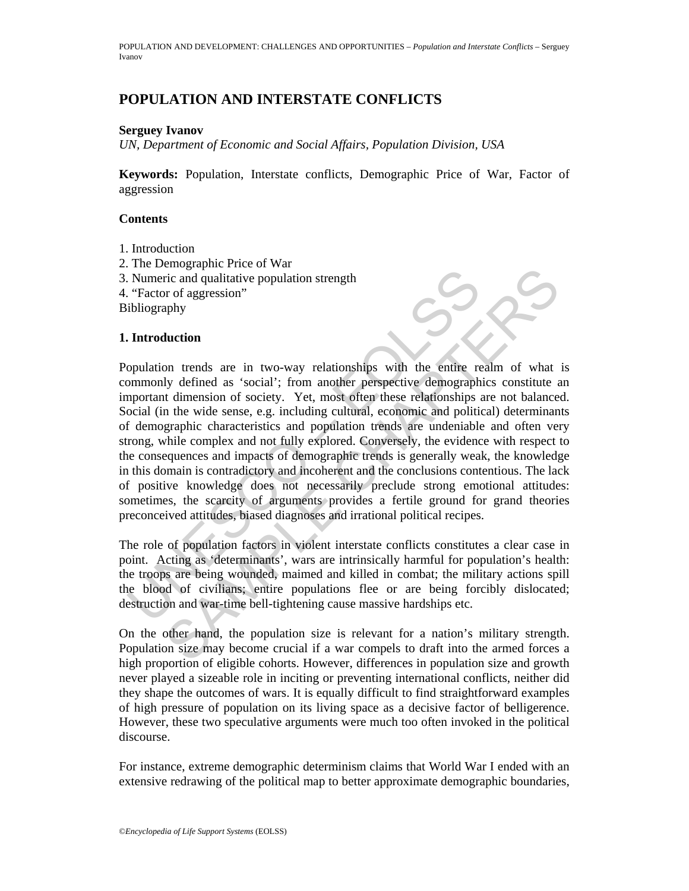# POPULATION AND INTERSTATE CONFLICTS

**Serguey Ivanov**
*UN, Department of Economic and Social Affairs, Population Division, USA*

**Keywords:** Population, Interstate conflicts, Demographic Price of War, Factor of aggression

**Contents**

1. Introduction
2. The Demographic Price of War
3. Numeric and qualitative population strength
4. "Factor of aggression"

Bibliography

## 1. Introduction

Population trends are in two-way relationships with the entire realm of what is commonly defined as 'social'; from another perspective demographics constitute an important dimension of society. Yet, most often these relationships are not balanced. Social (in the wide sense, e.g. including cultural, economic and political) determinants of demographic characteristics and population trends are undeniable and often very strong, while complex and not fully explored. Conversely, the evidence with respect to the consequences and impacts of demographic trends is generally weak, the knowledge in this domain is contradictory and incoherent and the conclusions contentious. The lack of positive knowledge does not necessarily preclude strong emotional attitudes: sometimes, the scarcity of arguments provides a fertile ground for grand theories preconceived attitudes, biased diagnoses and irrational political recipes.

The role of population factors in violent interstate conflicts constitutes a clear case in point. Acting as 'determinants', wars are intrinsically harmful for population's health: the troops are being wounded, maimed and killed in combat; the military actions spill the blood of civilians; entire populations flee or are being forcibly dislocated; destruction and war-time bell-tightening cause massive hardships etc.

On the other hand, the population size is relevant for a nation's military strength. Population size may become crucial if a war compels to draft into the armed forces a high proportion of eligible cohorts. However, differences in population size and growth never played a sizeable role in inciting or preventing international conflicts, neither did they shape the outcomes of wars. It is equally difficult to find straightforward examples of high pressure of population on its living space as a decisive factor of belligerence. However, these two speculative arguments were much too often invoked in the political discourse.

For instance, extreme demographic determinism claims that World War I ended with an extensive redrawing of the political map to better approximate demographic boundaries,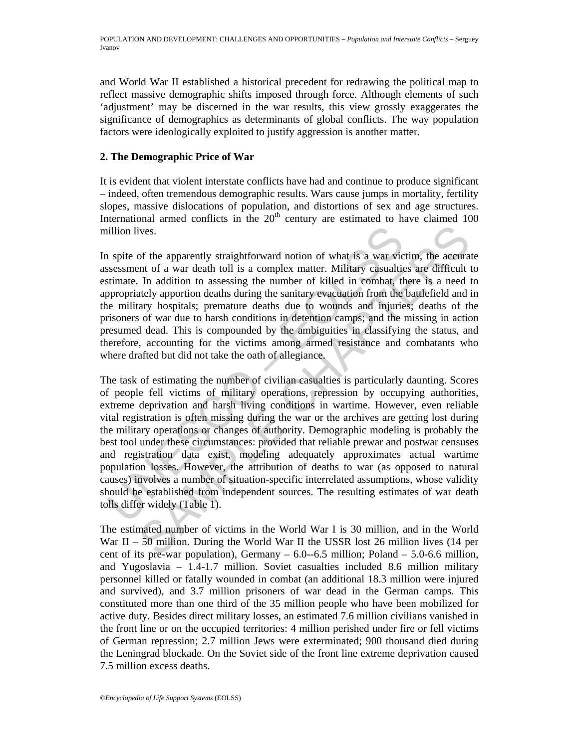and World War II established a historical precedent for redrawing the political map to reflect massive demographic shifts imposed through force. Although elements of such 'adjustment' may be discerned in the war results, this view grossly exaggerates the significance of demographics as determinants of global conflicts. The way population factors were ideologically exploited to justify aggression is another matter.

## 2. The Demographic Price of War

It is evident that violent interstate conflicts have had and continue to produce significant – indeed, often tremendous demographic results. Wars cause jumps in mortality, fertility slopes, massive dislocations of population, and distortions of sex and age structures. International armed conflicts in the 20th century are estimated to have claimed 100 million lives.

In spite of the apparently straightforward notion of what is a war victim, the accurate assessment of a war death toll is a complex matter. Military casualties are difficult to estimate. In addition to assessing the number of killed in combat, there is a need to appropriately apportion deaths during the sanitary evacuation from the battlefield and in the military hospitals; premature deaths due to wounds and injuries; deaths of the prisoners of war due to harsh conditions in detention camps; and the missing in action presumed dead. This is compounded by the ambiguities in classifying the status, and therefore, accounting for the victims among armed resistance and combatants who where drafted but did not take the oath of allegiance.

The task of estimating the number of civilian casualties is particularly daunting. Scores of people fell victims of military operations, repression by occupying authorities, extreme deprivation and harsh living conditions in wartime. However, even reliable vital registration is often missing during the war or the archives are getting lost during the military operations or changes of authority. Demographic modeling is probably the best tool under these circumstances: provided that reliable prewar and postwar censuses and registration data exist, modeling adequately approximates actual wartime population losses. However, the attribution of deaths to war (as opposed to natural causes) involves a number of situation-specific interrelated assumptions, whose validity should be established from independent sources. The resulting estimates of war death tolls differ widely (Table 1).

The estimated number of victims in the World War I is 30 million, and in the World War II – 50 million. During the World War II the USSR lost 26 million lives (14 per cent of its pre-war population), Germany – 6.0--6.5 million; Poland – 5.0-6.6 million, and Yugoslavia – 1.4-1.7 million. Soviet casualties included 8.6 million military personnel killed or fatally wounded in combat (an additional 18.3 million were injured and survived), and 3.7 million prisoners of war dead in the German camps. This constituted more than one third of the 35 million people who have been mobilized for active duty. Besides direct military losses, an estimated 7.6 million civilians vanished in the front line or on the occupied territories: 4 million perished under fire or fell victims of German repression; 2.7 million Jews were exterminated; 900 thousand died during the Leningrad blockade. On the Soviet side of the front line extreme deprivation caused 7.5 million excess deaths.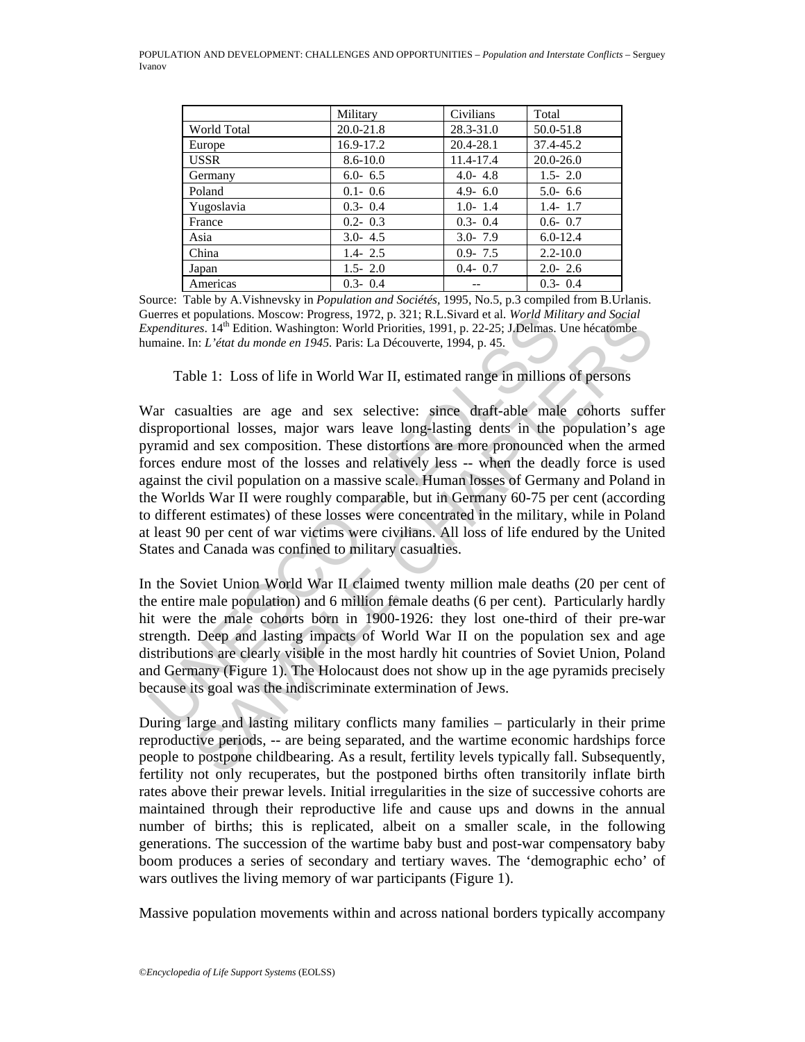|  | Military | Civilians | Total |
| --- | --- | --- | --- |
| World Total | 20.0-21.8 | 28.3-31.0 | 50.0-51.8 |
| Europe | 16.9-17.2 | 20.4-28.1 | 37.4-45.2 |
| USSR | 8.6-10.0 | 11.4-17.4 | 20.0-26.0 |
| Germany | 6.0- 6.5 | 4.0- 4.8 | 1.5- 2.0 |
| Poland | 0.1- 0.6 | 4.9- 6.0 | 5.0- 6.6 |
| Yugoslavia | 0.3- 0.4 | 1.0- 1.4 | 1.4- 1.7 |
| France | 0.2- 0.3 | 0.3- 0.4 | 0.6- 0.7 |
| Asia | 3.0- 4.5 | 3.0- 7.9 | 6.0-12.4 |
| China | 1.4- 2.5 | 0.9- 7.5 | 2.2-10.0 |
| Japan | 1.5- 2.0 | 0.4- 0.7 | 2.0- 2.6 |
| Americas | 0.3- 0.4 | -- | 0.3- 0.4 |

Source: Table by A.Vishnevsky in *Population and Sociétés*, 1995, No.5, p.3 compiled from B.Urlanis. Guerres et populations. Moscow: Progress, 1972, p. 321; R.L.Sivard et al. *World Military and Social Expenditures*. 14th Edition. Washington: World Priorities, 1991, p. 22-25; J.Delmas. Une hécatombe humaine. In: *L'état du monde en 1945*. Paris: La Découverte, 1994, p. 45.

Table 1: Loss of life in World War II, estimated range in millions of persons

War casualties are age and sex selective: since draft-able male cohorts suffer disproportional losses, major wars leave long-lasting dents in the population's age pyramid and sex composition. These distortions are more pronounced when the armed forces endure most of the losses and relatively less -- when the deadly force is used against the civil population on a massive scale. Human losses of Germany and Poland in the Worlds War II were roughly comparable, but in Germany 60-75 per cent (according to different estimates) of these losses were concentrated in the military, while in Poland at least 90 per cent of war victims were civilians. All loss of life endured by the United States and Canada was confined to military casualties.

In the Soviet Union World War II claimed twenty million male deaths (20 per cent of the entire male population) and 6 million female deaths (6 per cent). Particularly hardly hit were the male cohorts born in 1900-1926: they lost one-third of their pre-war strength. Deep and lasting impacts of World War II on the population sex and age distributions are clearly visible in the most hardly hit countries of Soviet Union, Poland and Germany (Figure 1). The Holocaust does not show up in the age pyramids precisely because its goal was the indiscriminate extermination of Jews.

During large and lasting military conflicts many families – particularly in their prime reproductive periods, -- are being separated, and the wartime economic hardships force people to postpone childbearing. As a result, fertility levels typically fall. Subsequently, fertility not only recuperates, but the postponed births often transitorily inflate birth rates above their prewar levels. Initial irregularities in the size of successive cohorts are maintained through their reproductive life and cause ups and downs in the annual number of births; this is replicated, albeit on a smaller scale, in the following generations. The succession of the wartime baby bust and post-war compensatory baby boom produces a series of secondary and tertiary waves. The 'demographic echo' of wars outlives the living memory of war participants (Figure 1).

Massive population movements within and across national borders typically accompany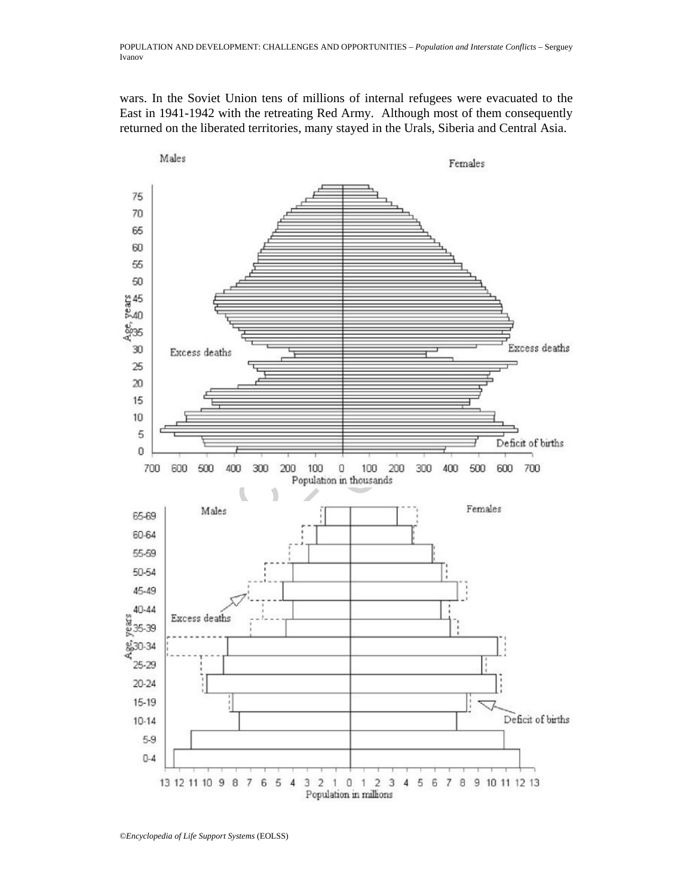wars. In the Soviet Union tens of millions of internal refugees were evacuated to the East in 1941-1942 with the retreating Red Army. Although most of them consequently returned on the liberated territories, many stayed in the Urals, Siberia and Central Asia.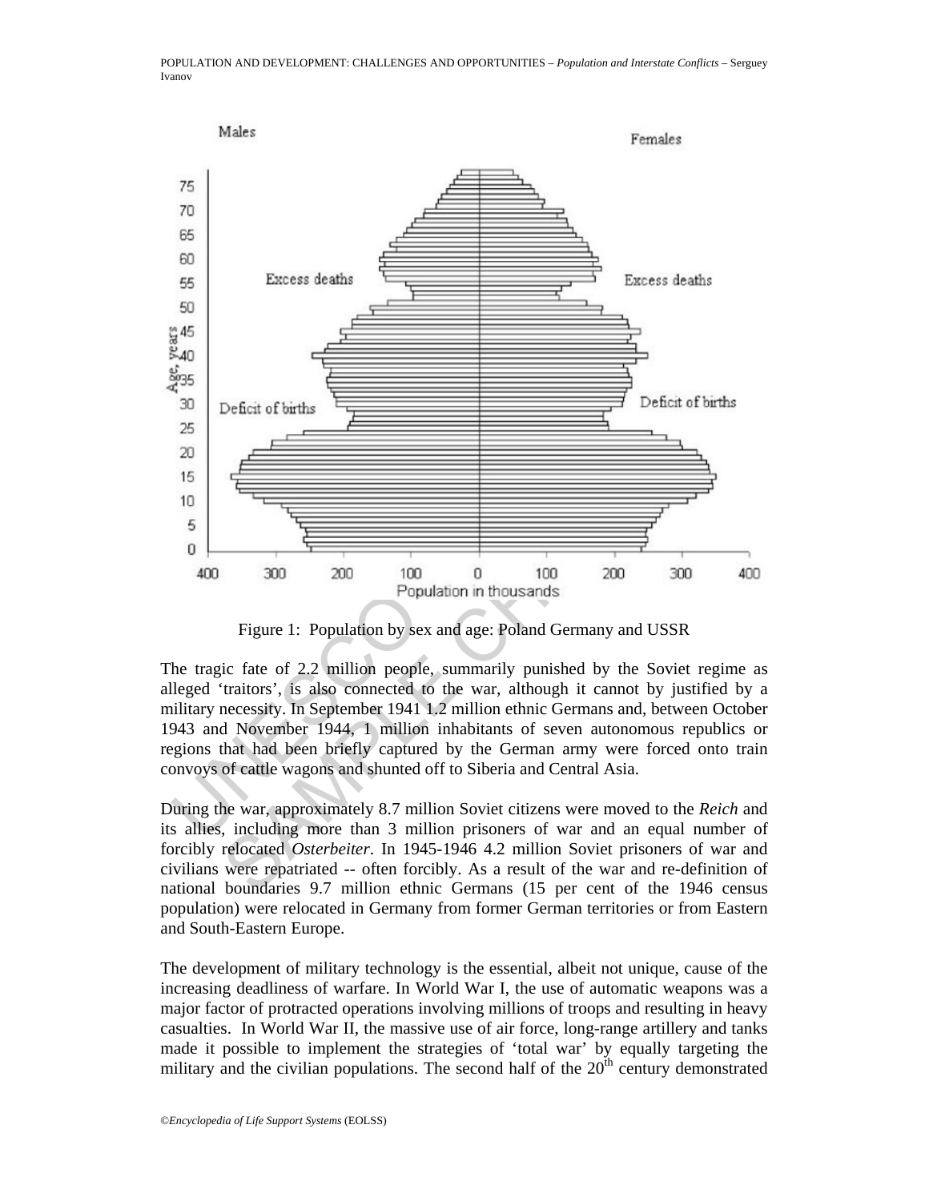Figure 1: Population by sex and age: Poland Germany and USSR

The tragic fate of 2.2 million people, summarily punished by the Soviet regime as alleged 'traitors', is also connected to the war, although it cannot by justified by a military necessity. In September 1941 1.2 million ethnic Germans and, between October 1943 and November 1944, 1 million inhabitants of seven autonomous republics or regions that had been briefly captured by the German army were forced onto train convoys of cattle wagons and shunted off to Siberia and Central Asia.

During the war, approximately 8.7 million Soviet citizens were moved to the *Reich* and its allies, including more than 3 million prisoners of war and an equal number of forcibly relocated *Osterbeiter*. In 1945-1946 4.2 million Soviet prisoners of war and civilians were repatriated -- often forcibly. As a result of the war and re-definition of national boundaries 9.7 million ethnic Germans (15 per cent of the 1946 census population) were relocated in Germany from former German territories or from Eastern and South-Eastern Europe.

The development of military technology is the essential, albeit not unique, cause of the increasing deadliness of warfare. In World War I, the use of automatic weapons was a major factor of protracted operations involving millions of troops and resulting in heavy casualties. In World War II, the massive use of air force, long-range artillery and tanks made it possible to implement the strategies of 'total war' by equally targeting the military and the civilian populations. The second half of the 20th century demonstrated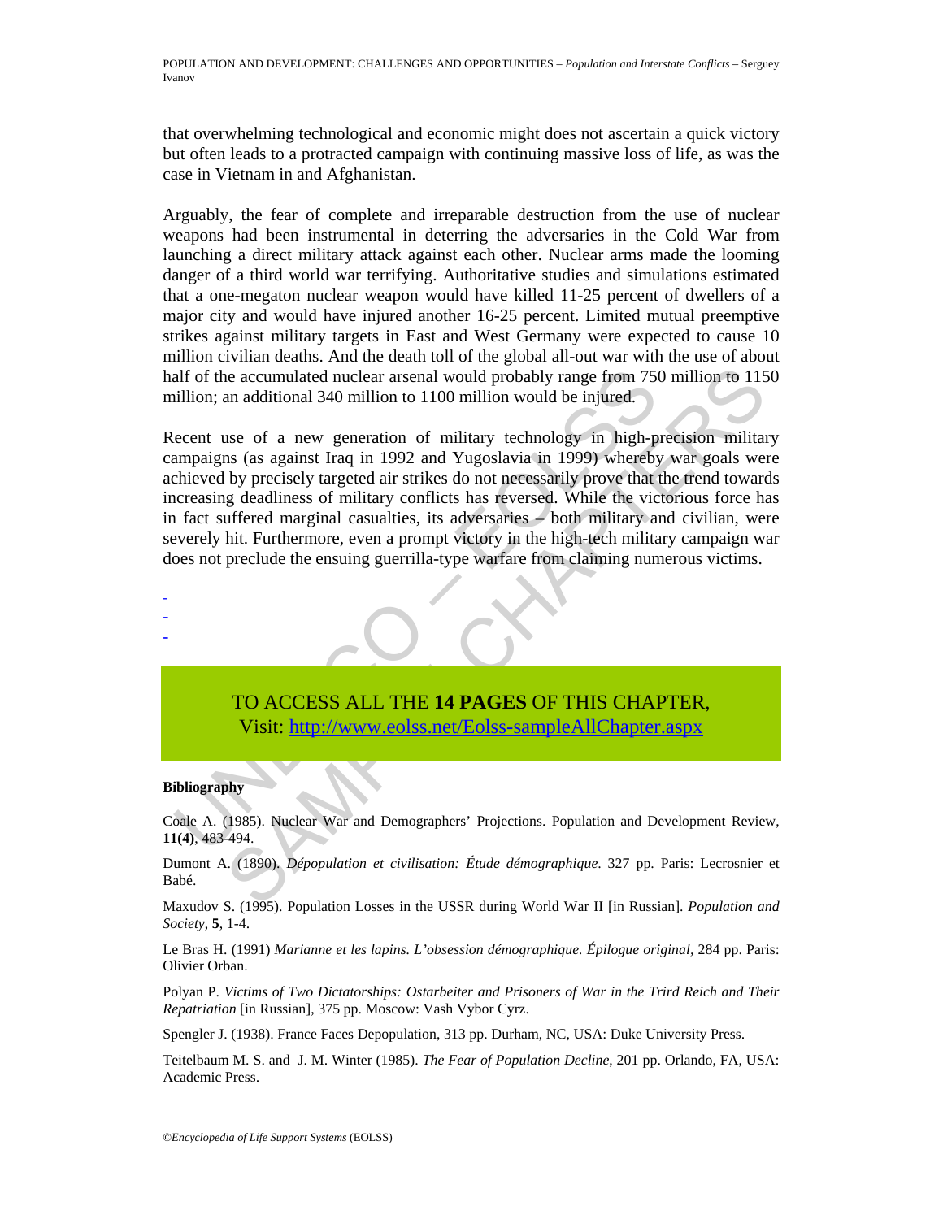that overwhelming technological and economic might does not ascertain a quick victory but often leads to a protracted campaign with continuing massive loss of life, as was the case in Vietnam in and Afghanistan.

Arguably, the fear of complete and irreparable destruction from the use of nuclear weapons had been instrumental in deterring the adversaries in the Cold War from launching a direct military attack against each other. Nuclear arms made the looming danger of a third world war terrifying. Authoritative studies and simulations estimated that a one-megaton nuclear weapon would have killed 11-25 percent of dwellers of a major city and would have injured another 16-25 percent. Limited mutual preemptive strikes against military targets in East and West Germany were expected to cause 10 million civilian deaths. And the death toll of the global all-out war with the use of about half of the accumulated nuclear arsenal would probably range from 750 million to 1150 million; an additional 340 million to 1100 million would be injured.

Recent use of a new generation of military technology in high-precision military campaigns (as against Iraq in 1992 and Yugoslavia in 1999) whereby war goals were achieved by precisely targeted air strikes do not necessarily prove that the trend towards increasing deadliness of military conflicts has reversed. While the victorious force has in fact suffered marginal casualties, its adversaries – both military and civilian, were severely hit. Furthermore, even a prompt victory in the high-tech military campaign war does not preclude the ensuing guerrilla-type warfare from claiming numerous victims.

-
-
-

TO ACCESS ALL THE **14 PAGES** OF THIS CHAPTER,
Visit: http://www.eolss.net/Eolss-sampleAllChapter.aspx

**Bibliography**

Coale A. (1985). Nuclear War and Demographers' Projections. Population and Development Review, **11(4)**, 483-494.

Dumont A. (1890). *Dépopulation et civilisation: Étude démographique*. 327 pp. Paris: Lecrosnier et Babé.

Maxudov S. (1995). Population Losses in the USSR during World War II [in Russian]. *Population and Society*, **5**, 1-4.

Le Bras H. (1991) *Marianne et les lapins. L'obsession démographique. Épilogue original*, 284 pp. Paris: Olivier Orban.

Polyan P. *Victims of Two Dictatorships: Ostarbeiter and Prisoners of War in the Trird Reich and Their Repatriation* [in Russian], 375 pp. Moscow: Vash Vybor Cyrz.

Spengler J. (1938). France Faces Depopulation, 313 pp. Durham, NC, USA: Duke University Press.

Teitelbaum M. S. and J. M. Winter (1985). *The Fear of Population Decline*, 201 pp. Orlando, FA, USA: Academic Press.